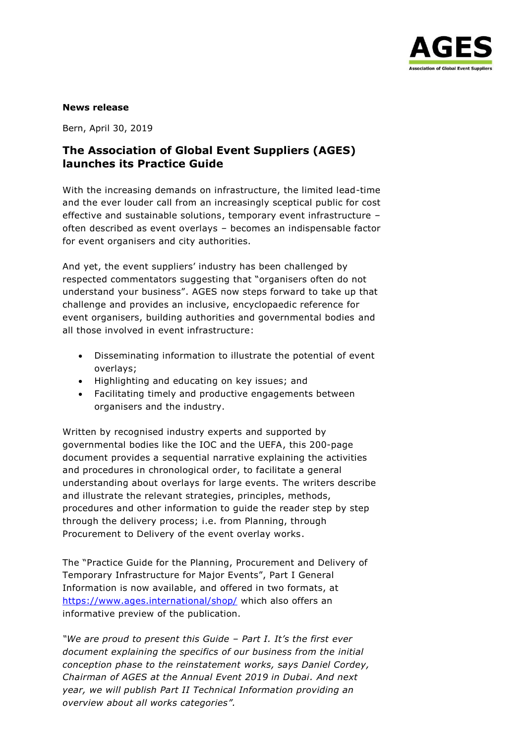AGES
Association of Global Event Suppliers

**News release**

Bern, April 30, 2019

## The Association of Global Event Suppliers (AGES) launches its Practice Guide

With the increasing demands on infrastructure, the limited lead-time and the ever louder call from an increasingly sceptical public for cost effective and sustainable solutions, temporary event infrastructure – often described as event overlays – becomes an indispensable factor for event organisers and city authorities.

And yet, the event suppliers' industry has been challenged by respected commentators suggesting that "organisers often do not understand your business". AGES now steps forward to take up that challenge and provides an inclusive, encyclopaedic reference for event organisers, building authorities and governmental bodies and all those involved in event infrastructure:

- Disseminating information to illustrate the potential of event overlays;
- Highlighting and educating on key issues; and
- Facilitating timely and productive engagements between organisers and the industry.

Written by recognised industry experts and supported by governmental bodies like the IOC and the UEFA, this 200-page document provides a sequential narrative explaining the activities and procedures in chronological order, to facilitate a general understanding about overlays for large events. The writers describe and illustrate the relevant strategies, principles, methods, procedures and other information to guide the reader step by step through the delivery process; i.e. from Planning, through Procurement to Delivery of the event overlay works.

The "Practice Guide for the Planning, Procurement and Delivery of Temporary Infrastructure for Major Events", Part I General Information is now available, and offered in two formats, at [https://www.ages.international/shop/](https://www.ages.international/shop/) which also offers an informative preview of the publication.

*"We are proud to present this Guide – Part I. It's the first ever document explaining the specifics of our business from the initial conception phase to the reinstatement works, says Daniel Cordey, Chairman of AGES at the Annual Event 2019 in Dubai. And next year, we will publish Part II Technical Information providing an overview about all works categories".*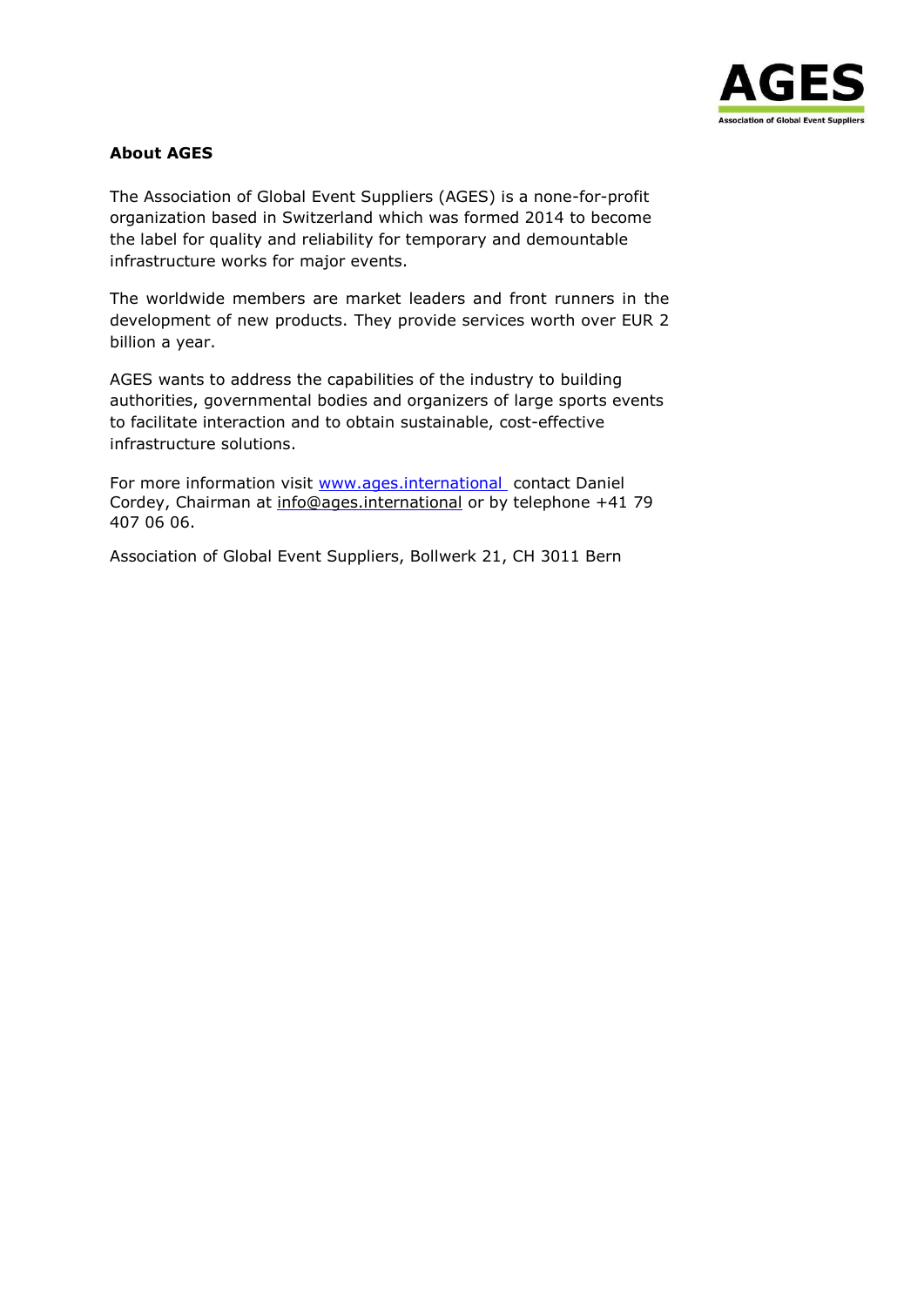**About AGES**

The Association of Global Event Suppliers (AGES) is a none-for-profit organization based in Switzerland which was formed 2014 to become the label for quality and reliability for temporary and demountable infrastructure works for major events.

The worldwide members are market leaders and front runners in the development of new products. They provide services worth over EUR 2 billion a year.

AGES wants to address the capabilities of the industry to building authorities, governmental bodies and organizers of large sports events to facilitate interaction and to obtain sustainable, cost-effective infrastructure solutions.

For more information visit www.ages.international contact Daniel Cordey, Chairman at info@ages.international or by telephone +41 79 407 06 06.

Association of Global Event Suppliers, Bollwerk 21, CH 3011 Bern